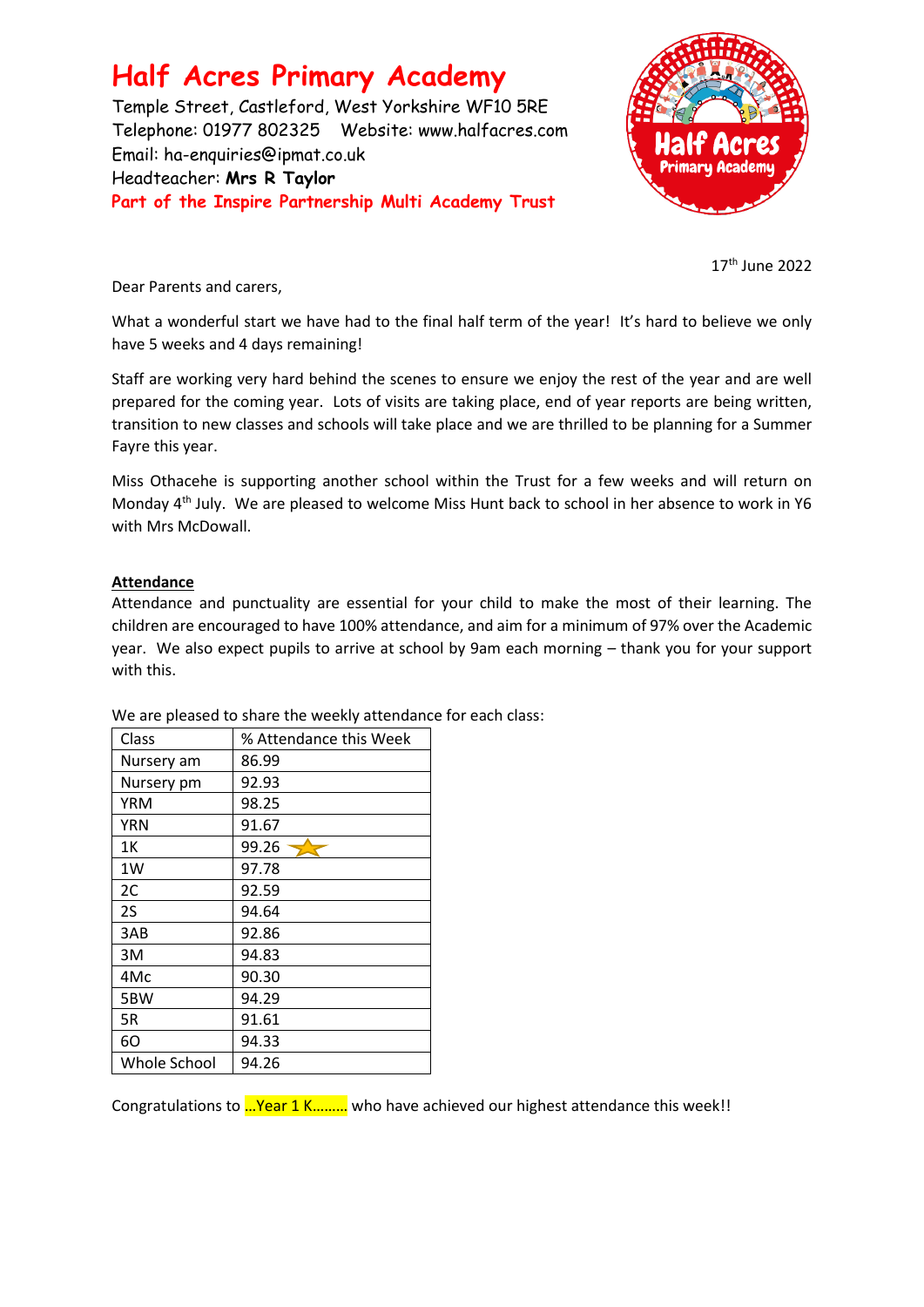# Half Acres Primary Academy

Temple Street, Castleford, West Yorkshire WF10 5RE
Telephone: 01977 802325 Website: www.halfacres.com
Email: ha-enquiries@ipmat.co.uk
Headteacher: **Mrs R Taylor**
Part of the Inspire Partnership Multi Academy Trust

17th June 2022

Dear Parents and carers,

What a wonderful start we have had to the final half term of the year! It's hard to believe we only have 5 weeks and 4 days remaining!

Staff are working very hard behind the scenes to ensure we enjoy the rest of the year and are well prepared for the coming year. Lots of visits are taking place, end of year reports are being written, transition to new classes and schools will take place and we are thrilled to be planning for a Summer Fayre this year.

Miss Othacehe is supporting another school within the Trust for a few weeks and will return on Monday 4th July. We are pleased to welcome Miss Hunt back to school in her absence to work in Y6 with Mrs McDowall.

## Attendance

Attendance and punctuality are essential for your child to make the most of their learning. The children are encouraged to have 100% attendance, and aim for a minimum of 97% over the Academic year. We also expect pupils to arrive at school by 9am each morning – thank you for your support with this.

We are pleased to share the weekly attendance for each class:

| Class | % Attendance this Week |
|---|---|
| Nursery am | 86.99 |
| Nursery pm | 92.93 |
| YRM | 98.25 |
| YRN | 91.67 |
| 1K | 99.26 ★ |
| 1W | 97.78 |
| 2C | 92.59 |
| 2S | 94.64 |
| 3AB | 92.86 |
| 3M | 94.83 |
| 4Mc | 90.30 |
| 5BW | 94.29 |
| 5R | 91.61 |
| 6O | 94.33 |
| Whole School | 94.26 |

Congratulations to …Year 1 K……… who have achieved our highest attendance this week!!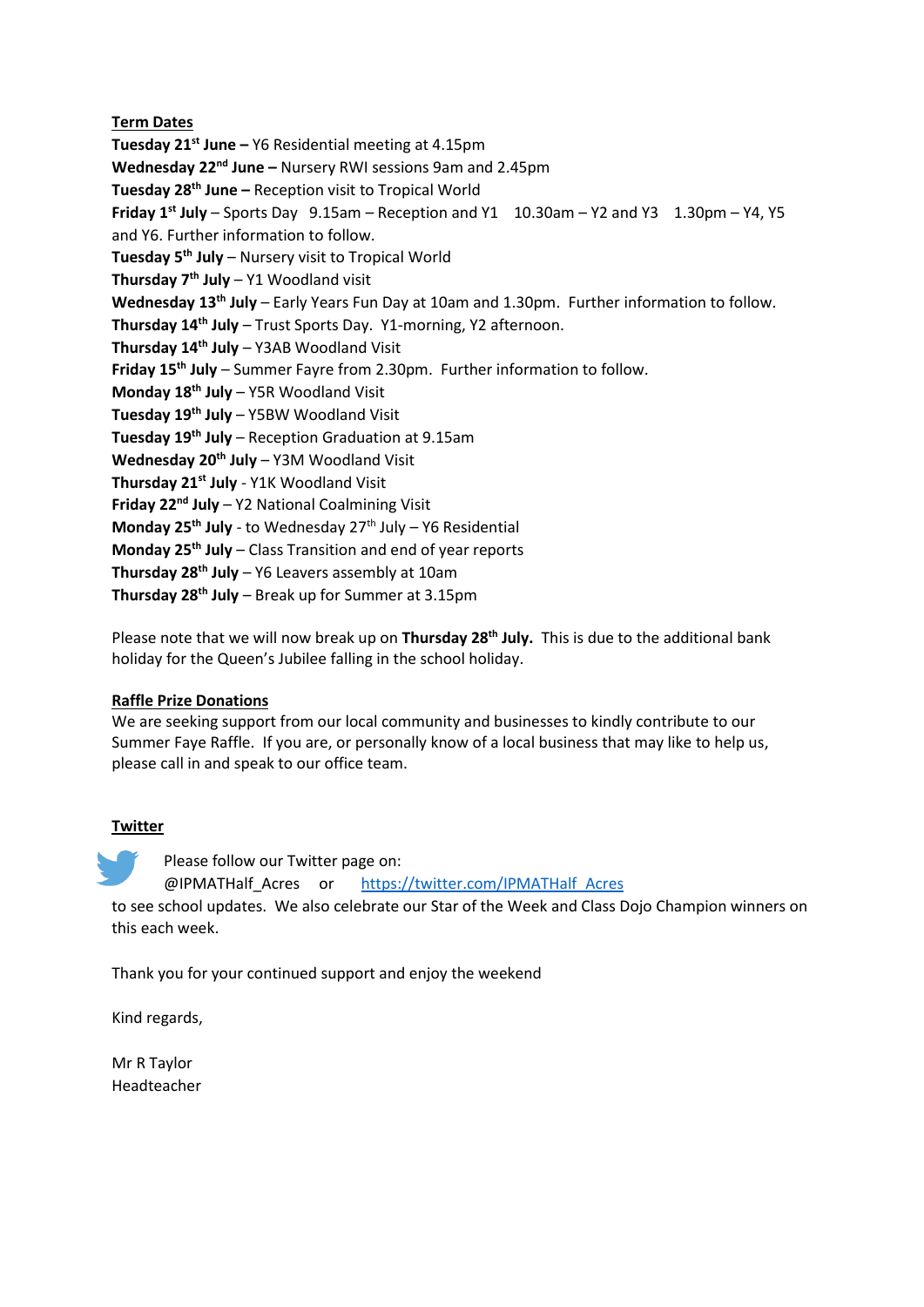**Term Dates**

**Tuesday 21st June –** Y6 Residential meeting at 4.15pm
**Wednesday 22nd June –** Nursery RWI sessions 9am and 2.45pm
**Tuesday 28th June –** Reception visit to Tropical World
**Friday 1st July** – Sports Day 9.15am – Reception and Y1 10.30am – Y2 and Y3 1.30pm – Y4, Y5 and Y6. Further information to follow.
**Tuesday 5th July** – Nursery visit to Tropical World
**Thursday 7th July** – Y1 Woodland visit
**Wednesday 13th July** – Early Years Fun Day at 10am and 1.30pm. Further information to follow.
**Thursday 14th July** – Trust Sports Day. Y1-morning, Y2 afternoon.
**Thursday 14th July** – Y3AB Woodland Visit
**Friday 15th July** – Summer Fayre from 2.30pm. Further information to follow.
**Monday 18th July** – Y5R Woodland Visit
**Tuesday 19th July** – Y5BW Woodland Visit
**Tuesday 19th July** – Reception Graduation at 9.15am
**Wednesday 20th July** – Y3M Woodland Visit
**Thursday 21st July** - Y1K Woodland Visit
**Friday 22nd July** – Y2 National Coalmining Visit
**Monday 25th July** - to Wednesday 27th July – Y6 Residential
**Monday 25th July** – Class Transition and end of year reports
**Thursday 28th July** – Y6 Leavers assembly at 10am
**Thursday 28th July** – Break up for Summer at 3.15pm

Please note that we will now break up on **Thursday 28th July.** This is due to the additional bank holiday for the Queen's Jubilee falling in the school holiday.

**Raffle Prize Donations**

We are seeking support from our local community and businesses to kindly contribute to our Summer Faye Raffle. If you are, or personally know of a local business that may like to help us, please call in and speak to our office team.

**Twitter**

Please follow our Twitter page on:
@IPMATHalf_Acres or https://twitter.com/IPMATHalf_Acres
to see school updates. We also celebrate our Star of the Week and Class Dojo Champion winners on this each week.

Thank you for your continued support and enjoy the weekend

Kind regards,

Mr R Taylor
Headteacher